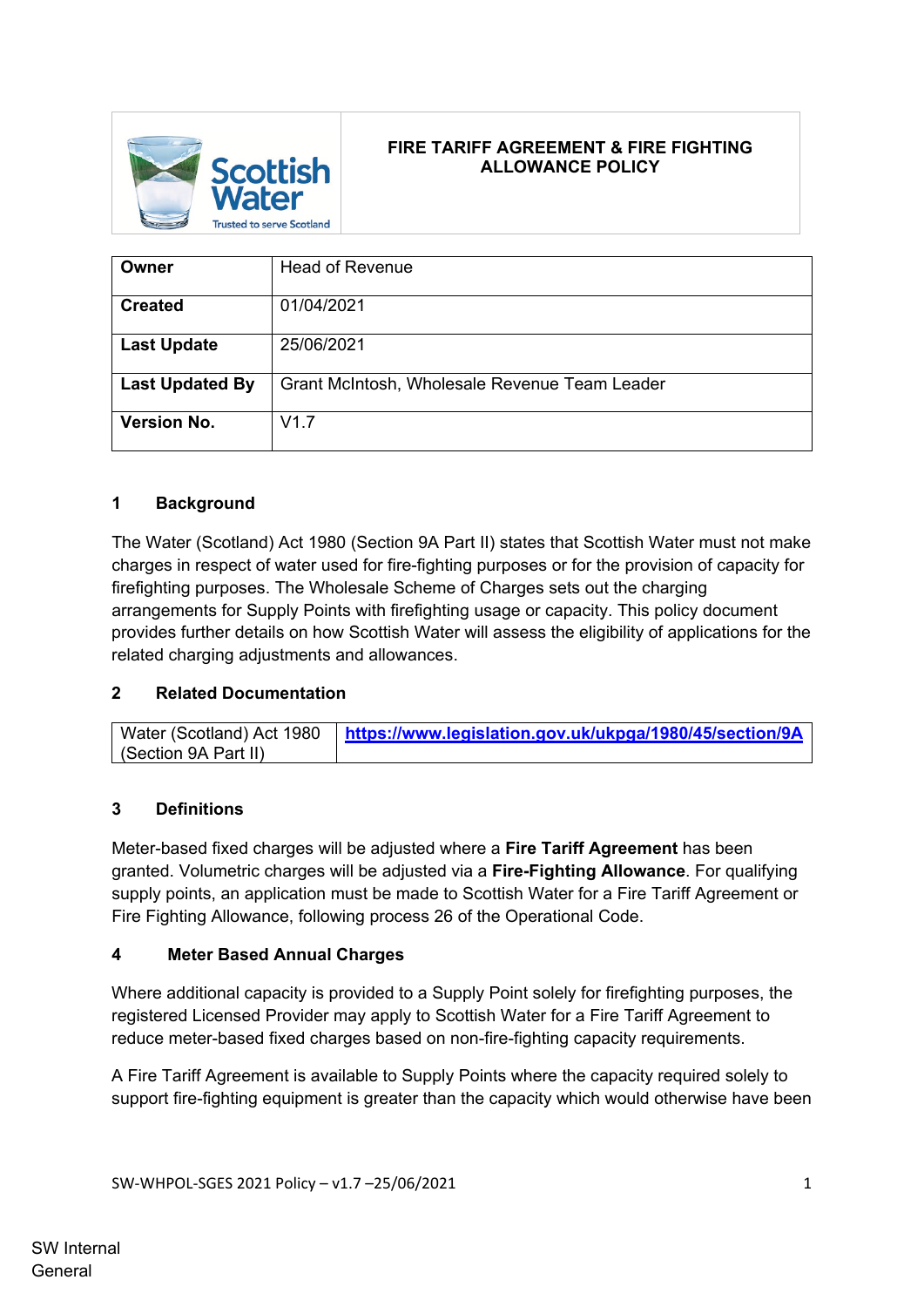# FIRE TARIFF AGREEMENT & FIRE FIGHTING ALLOWANCE POLICY

| Owner | Head of Revenue |
|---|---|
| Created | 01/04/2021 |
| Last Update | 25/06/2021 |
| Last Updated By | Grant McIntosh, Wholesale Revenue Team Leader |
| Version No. | V1.7 |

## 1 Background

The Water (Scotland) Act 1980 (Section 9A Part II) states that Scottish Water must not make charges in respect of water used for fire-fighting purposes or for the provision of capacity for firefighting purposes. The Wholesale Scheme of Charges sets out the charging arrangements for Supply Points with firefighting usage or capacity. This policy document provides further details on how Scottish Water will assess the eligibility of applications for the related charging adjustments and allowances.

## 2 Related Documentation

| Water (Scotland) Act 1980 (Section 9A Part II) | https://www.legislation.gov.uk/ukpga/1980/45/section/9A |
|---|---|

## 3 Definitions

Meter-based fixed charges will be adjusted where a **Fire Tariff Agreement** has been granted. Volumetric charges will be adjusted via a **Fire-Fighting Allowance**. For qualifying supply points, an application must be made to Scottish Water for a Fire Tariff Agreement or Fire Fighting Allowance, following process 26 of the Operational Code.

## 4 Meter Based Annual Charges

Where additional capacity is provided to a Supply Point solely for firefighting purposes, the registered Licensed Provider may apply to Scottish Water for a Fire Tariff Agreement to reduce meter-based fixed charges based on non-fire-fighting capacity requirements.

A Fire Tariff Agreement is available to Supply Points where the capacity required solely to support fire-fighting equipment is greater than the capacity which would otherwise have been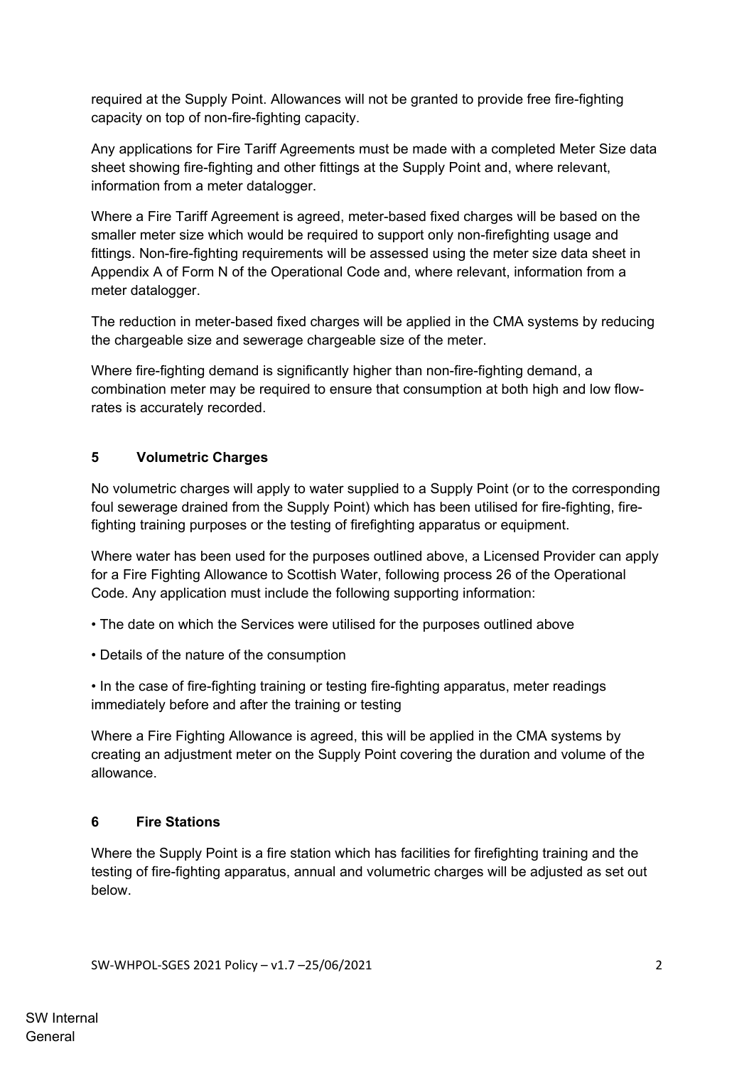required at the Supply Point. Allowances will not be granted to provide free fire-fighting capacity on top of non-fire-fighting capacity.

Any applications for Fire Tariff Agreements must be made with a completed Meter Size data sheet showing fire-fighting and other fittings at the Supply Point and, where relevant, information from a meter datalogger.

Where a Fire Tariff Agreement is agreed, meter-based fixed charges will be based on the smaller meter size which would be required to support only non-firefighting usage and fittings. Non-fire-fighting requirements will be assessed using the meter size data sheet in Appendix A of Form N of the Operational Code and, where relevant, information from a meter datalogger.

The reduction in meter-based fixed charges will be applied in the CMA systems by reducing the chargeable size and sewerage chargeable size of the meter.

Where fire-fighting demand is significantly higher than non-fire-fighting demand, a combination meter may be required to ensure that consumption at both high and low flow-rates is accurately recorded.

## 5 Volumetric Charges

No volumetric charges will apply to water supplied to a Supply Point (or to the corresponding foul sewerage drained from the Supply Point) which has been utilised for fire-fighting, fire-fighting training purposes or the testing of firefighting apparatus or equipment.

Where water has been used for the purposes outlined above, a Licensed Provider can apply for a Fire Fighting Allowance to Scottish Water, following process 26 of the Operational Code. Any application must include the following supporting information:

- The date on which the Services were utilised for the purposes outlined above
- Details of the nature of the consumption
- In the case of fire-fighting training or testing fire-fighting apparatus, meter readings immediately before and after the training or testing

Where a Fire Fighting Allowance is agreed, this will be applied in the CMA systems by creating an adjustment meter on the Supply Point covering the duration and volume of the allowance.

## 6 Fire Stations

Where the Supply Point is a fire station which has facilities for firefighting training and the testing of fire-fighting apparatus, annual and volumetric charges will be adjusted as set out below.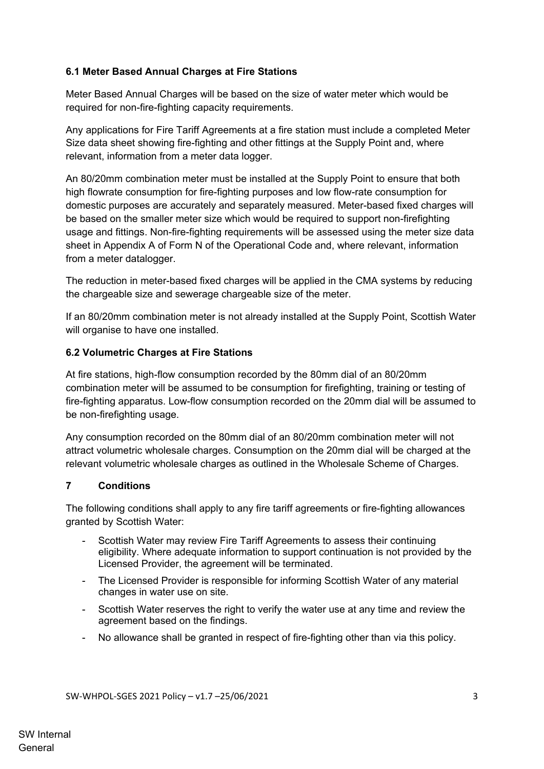### 6.1 Meter Based Annual Charges at Fire Stations

Meter Based Annual Charges will be based on the size of water meter which would be required for non-fire-fighting capacity requirements.

Any applications for Fire Tariff Agreements at a fire station must include a completed Meter Size data sheet showing fire-fighting and other fittings at the Supply Point and, where relevant, information from a meter data logger.

An 80/20mm combination meter must be installed at the Supply Point to ensure that both high flowrate consumption for fire-fighting purposes and low flow-rate consumption for domestic purposes are accurately and separately measured. Meter-based fixed charges will be based on the smaller meter size which would be required to support non-firefighting usage and fittings. Non-fire-fighting requirements will be assessed using the meter size data sheet in Appendix A of Form N of the Operational Code and, where relevant, information from a meter datalogger.

The reduction in meter-based fixed charges will be applied in the CMA systems by reducing the chargeable size and sewerage chargeable size of the meter.

If an 80/20mm combination meter is not already installed at the Supply Point, Scottish Water will organise to have one installed.

### 6.2 Volumetric Charges at Fire Stations

At fire stations, high-flow consumption recorded by the 80mm dial of an 80/20mm combination meter will be assumed to be consumption for firefighting, training or testing of fire-fighting apparatus. Low-flow consumption recorded on the 20mm dial will be assumed to be non-firefighting usage.

Any consumption recorded on the 80mm dial of an 80/20mm combination meter will not attract volumetric wholesale charges. Consumption on the 20mm dial will be charged at the relevant volumetric wholesale charges as outlined in the Wholesale Scheme of Charges.

## 7 Conditions

The following conditions shall apply to any fire tariff agreements or fire-fighting allowances granted by Scottish Water:

- Scottish Water may review Fire Tariff Agreements to assess their continuing eligibility. Where adequate information to support continuation is not provided by the Licensed Provider, the agreement will be terminated.
- The Licensed Provider is responsible for informing Scottish Water of any material changes in water use on site.
- Scottish Water reserves the right to verify the water use at any time and review the agreement based on the findings.
- No allowance shall be granted in respect of fire-fighting other than via this policy.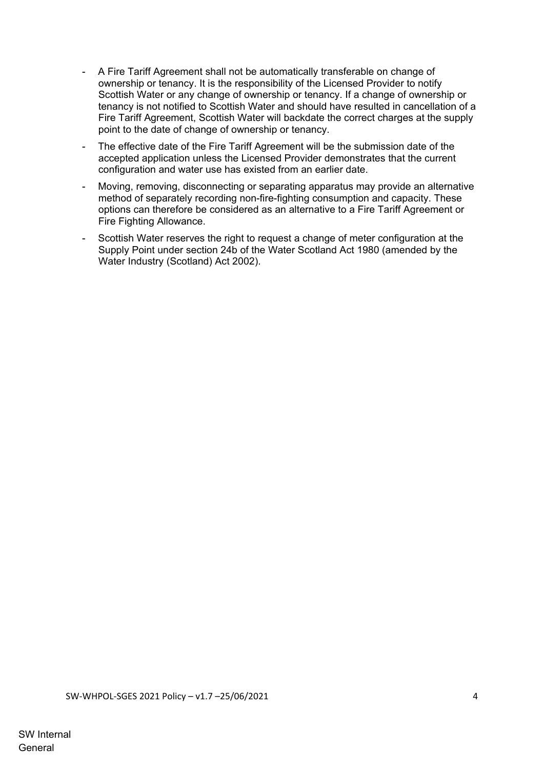- A Fire Tariff Agreement shall not be automatically transferable on change of ownership or tenancy. It is the responsibility of the Licensed Provider to notify Scottish Water or any change of ownership or tenancy. If a change of ownership or tenancy is not notified to Scottish Water and should have resulted in cancellation of a Fire Tariff Agreement, Scottish Water will backdate the correct charges at the supply point to the date of change of ownership or tenancy.
- The effective date of the Fire Tariff Agreement will be the submission date of the accepted application unless the Licensed Provider demonstrates that the current configuration and water use has existed from an earlier date.
- Moving, removing, disconnecting or separating apparatus may provide an alternative method of separately recording non-fire-fighting consumption and capacity. These options can therefore be considered as an alternative to a Fire Tariff Agreement or Fire Fighting Allowance.
- Scottish Water reserves the right to request a change of meter configuration at the Supply Point under section 24b of the Water Scotland Act 1980 (amended by the Water Industry (Scotland) Act 2002).